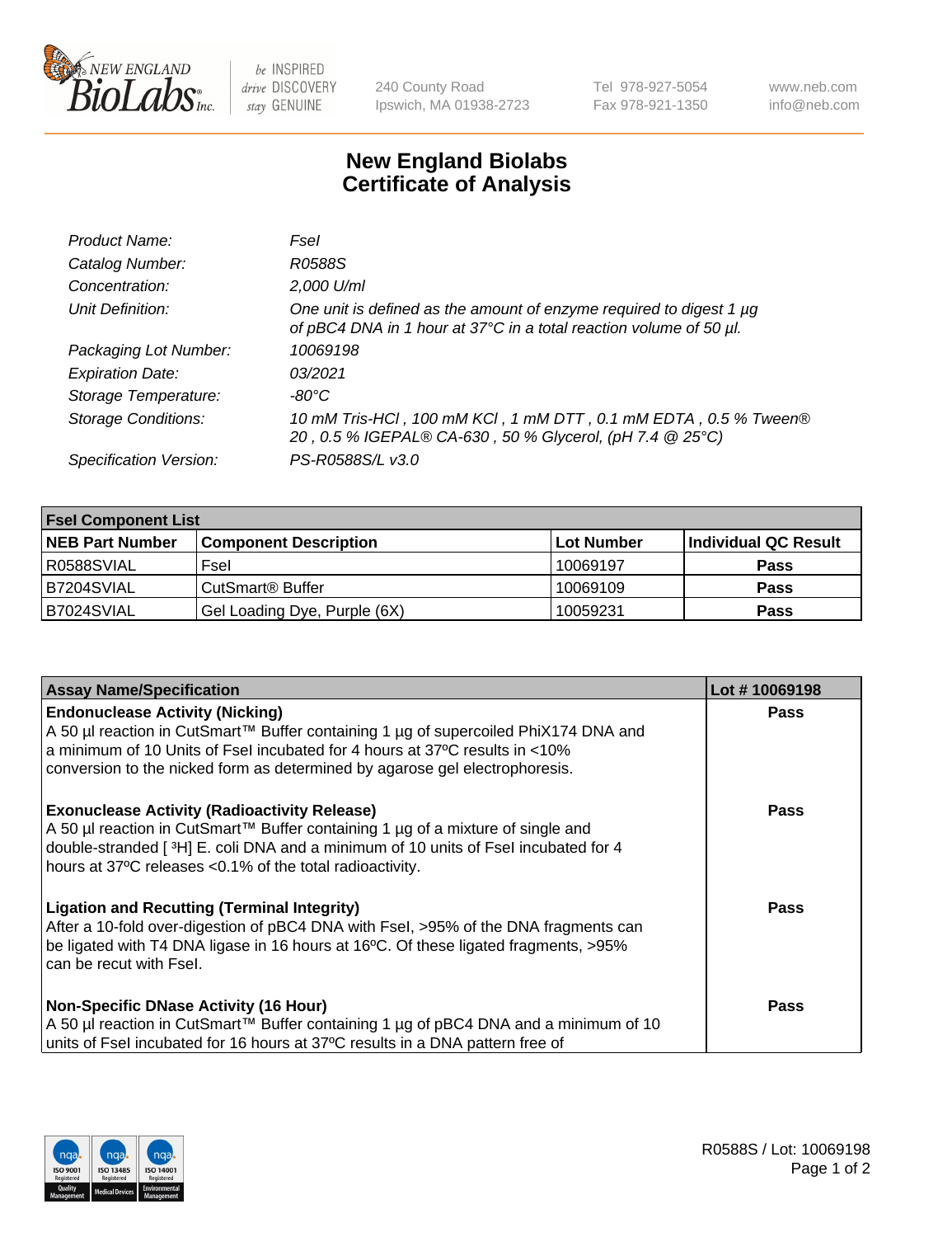# New England Biolabs Certificate of Analysis

| | |
|---|---|
| *Product Name:* | *FseI* |
| *Catalog Number:* | *R0588S* |
| *Concentration:* | *2,000 U/ml* |
| *Unit Definition:* | *One unit is defined as the amount of enzyme required to digest 1 µg of pBC4 DNA in 1 hour at 37°C in a total reaction volume of 50 µl.* |
| *Packaging Lot Number:* | *10069198* |
| *Expiration Date:* | *03/2021* |
| *Storage Temperature:* | *-80°C* |
| *Storage Conditions:* | *10 mM Tris-HCl , 100 mM KCl , 1 mM DTT , 0.1 mM EDTA , 0.5 % Tween® 20 , 0.5 % IGEPAL® CA-630 , 50 % Glycerol, (pH 7.4 @ 25°C)* |
| *Specification Version:* | *PS-R0588S/L v3.0* |

| **FseI Component List** | | | |
|---|---|---|---|
| **NEB Part Number** | **Component Description** | **Lot Number** | **Individual QC Result** |
| R0588SVIAL | FseI | 10069197 | **Pass** |
| B7204SVIAL | CutSmart® Buffer | 10069109 | **Pass** |
| B7024SVIAL | Gel Loading Dye, Purple (6X) | 10059231 | **Pass** |

| **Assay Name/Specification** | **Lot # 10069198** |
|---|---|
| **Endonuclease Activity (Nicking)** A 50 µl reaction in CutSmart™ Buffer containing 1 µg of supercoiled PhiX174 DNA and a minimum of 10 Units of FseI incubated for 4 hours at 37ºC results in <10% conversion to the nicked form as determined by agarose gel electrophoresis. | **Pass** |
| **Exonuclease Activity (Radioactivity Release)** A 50 µl reaction in CutSmart™ Buffer containing 1 µg of a mixture of single and double-stranded [ $^{3}$H] E. coli DNA and a minimum of 10 units of FseI incubated for 4 hours at 37ºC releases <0.1% of the total radioactivity. | **Pass** |
| **Ligation and Recutting (Terminal Integrity)** After a 10-fold over-digestion of pBC4 DNA with FseI, >95% of the DNA fragments can be ligated with T4 DNA ligase in 16 hours at 16ºC. Of these ligated fragments, >95% can be recut with FseI. | **Pass** |
| **Non-Specific DNase Activity (16 Hour)** A 50 µl reaction in CutSmart™ Buffer containing 1 µg of pBC4 DNA and a minimum of 10 units of FseI incubated for 16 hours at 37ºC results in a DNA pattern free of | **Pass** |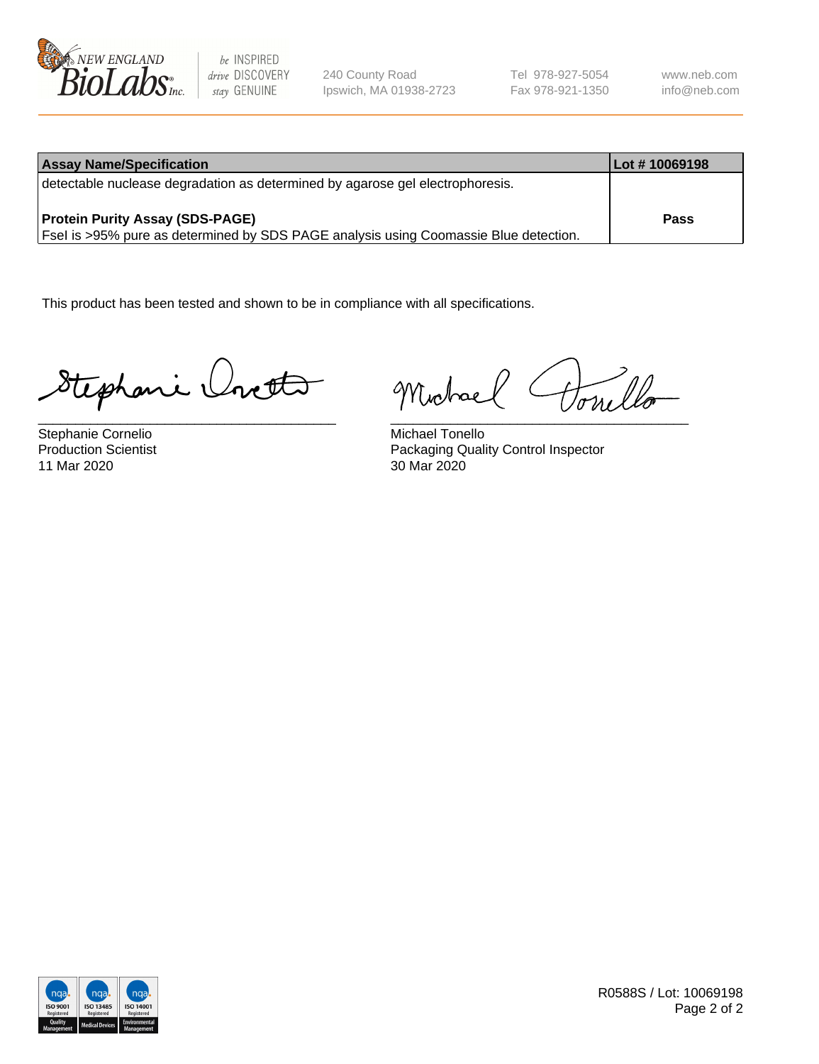NEW ENGLAND BioLabs Inc. — be INSPIRED drive DISCOVERY stay GENUINE

240 County Road
Ipswich, MA 01938-2723

Tel 978-927-5054
Fax 978-921-1350

www.neb.com
info@neb.com

| Assay Name/Specification | Lot # 10069198 |
| --- | --- |
| detectable nuclease degradation as determined by agarose gel electrophoresis. | |
| **Protein Purity Assay (SDS-PAGE)**<br>FseI is >95% pure as determined by SDS PAGE analysis using Coomassie Blue detection. | **Pass** |

This product has been tested and shown to be in compliance with all specifications.

Stephanie Cornelio
Production Scientist
11 Mar 2020

Michael Tonello
Packaging Quality Control Inspector
30 Mar 2020

R0588S / Lot: 10069198